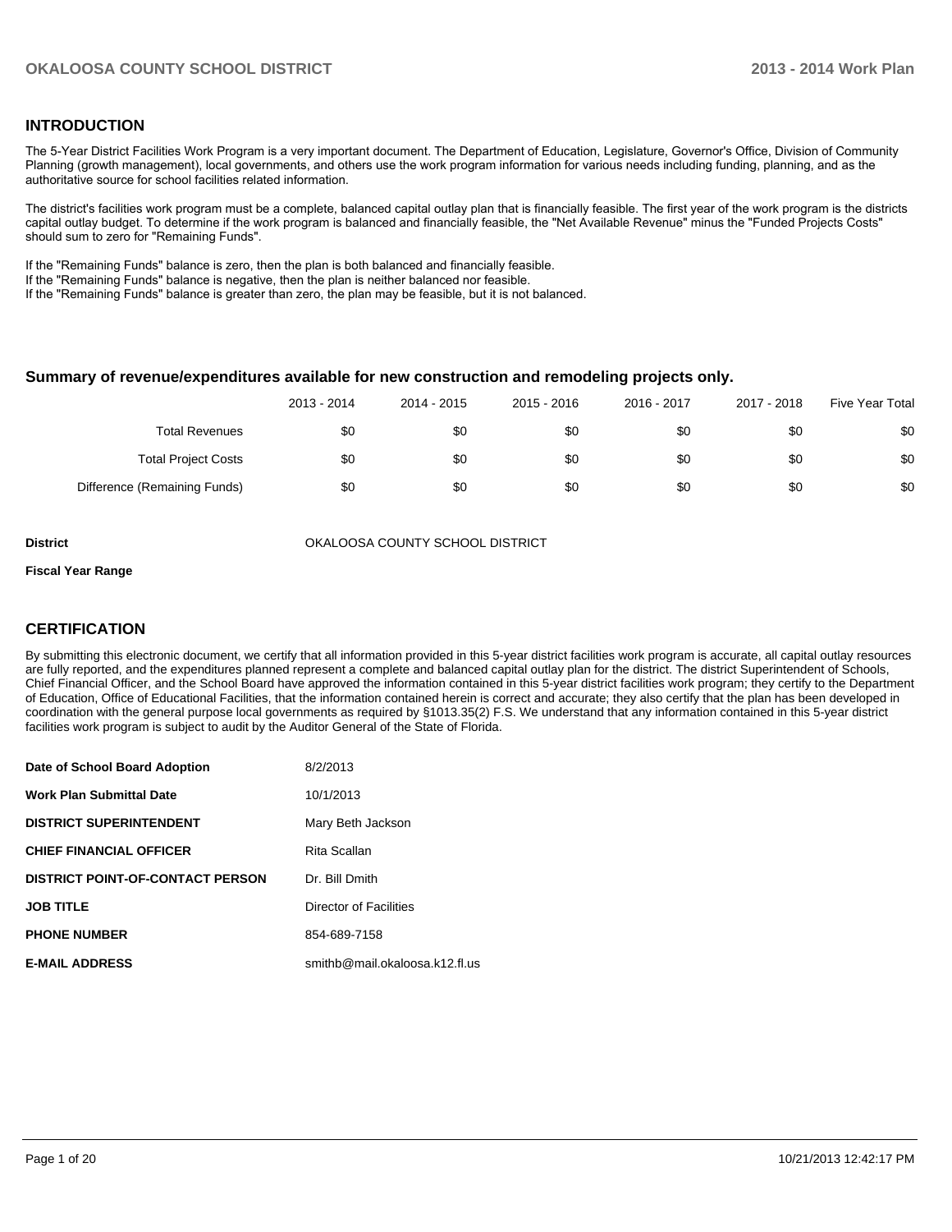## INTRODUCTION

The 5-Year District Facilities Work Program is a very important document. The Department of Education, Legislature, Governor's Office, Division of Community Planning (growth management), local governments, and others use the work program information for various needs including funding, planning, and as the authoritative source for school facilities related information.

The district's facilities work program must be a complete, balanced capital outlay plan that is financially feasible. The first year of the work program is the districts capital outlay budget. To determine if the work program is balanced and financially feasible, the "Net Available Revenue" minus the "Funded Projects Costs" should sum to zero for "Remaining Funds".

If the "Remaining Funds" balance is zero, then the plan is both balanced and financially feasible.
If the "Remaining Funds" balance is negative, then the plan is neither balanced nor feasible.
If the "Remaining Funds" balance is greater than zero, the plan may be feasible, but it is not balanced.

### Summary of revenue/expenditures available for new construction and remodeling projects only.

| | 2013 - 2014 | 2014 - 2015 | 2015 - 2016 | 2016 - 2017 | 2017 - 2018 | Five Year Total |
|---|---|---|---|---|---|---|
| Total Revenues | $0 | $0 | $0 | $0 | $0 | $0 |
| Total Project Costs | $0 | $0 | $0 | $0 | $0 | $0 |
| Difference (Remaining Funds) | $0 | $0 | $0 | $0 | $0 | $0 |

**District** OKALOOSA COUNTY SCHOOL DISTRICT

**Fiscal Year Range**

## CERTIFICATION

By submitting this electronic document, we certify that all information provided in this 5-year district facilities work program is accurate, all capital outlay resources are fully reported, and the expenditures planned represent a complete and balanced capital outlay plan for the district. The district Superintendent of Schools, Chief Financial Officer, and the School Board have approved the information contained in this 5-year district facilities work program; they certify to the Department of Education, Office of Educational Facilities, that the information contained herein is correct and accurate; they also certify that the plan has been developed in coordination with the general purpose local governments as required by §1013.35(2) F.S. We understand that any information contained in this 5-year district facilities work program is subject to audit by the Auditor General of the State of Florida.

| | |
|---|---|
| **Date of School Board Adoption** | 8/2/2013 |
| **Work Plan Submittal Date** | 10/1/2013 |
| **DISTRICT SUPERINTENDENT** | Mary Beth Jackson |
| **CHIEF FINANCIAL OFFICER** | Rita Scallan |
| **DISTRICT POINT-OF-CONTACT PERSON** | Dr. Bill Dmith |
| **JOB TITLE** | Director of Facilities |
| **PHONE NUMBER** | 854-689-7158 |
| **E-MAIL ADDRESS** | smithb@mail.okaloosa.k12.fl.us |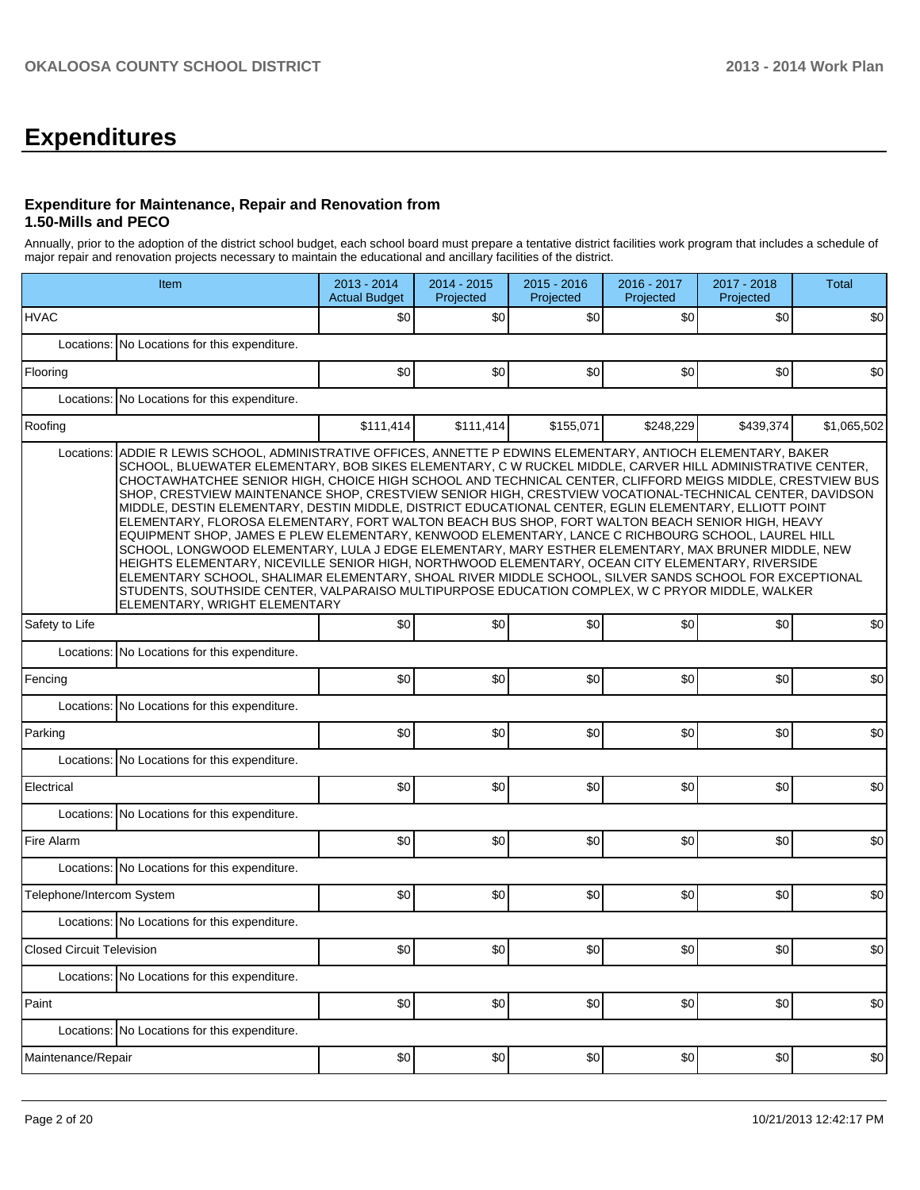# Expenditures

### Expenditure for Maintenance, Repair and Renovation from 1.50-Mills and PECO

Annually, prior to the adoption of the district school budget, each school board must prepare a tentative district facilities work program that includes a schedule of major repair and renovation projects necessary to maintain the educational and ancillary facilities of the district.

| Item | | 2013 - 2014 Actual Budget | 2014 - 2015 Projected | 2015 - 2016 Projected | 2016 - 2017 Projected | 2017 - 2018 Projected | Total |
|---|---|---|---|---|---|---|---|
| HVAC | | $0 | $0 | $0 | $0 | $0 | $0 |
| | Locations: | No Locations for this expenditure. | | | | | |
| Flooring | | $0 | $0 | $0 | $0 | $0 | $0 |
| | Locations: | No Locations for this expenditure. | | | | | |
| Roofing | | $111,414 | $111,414 | $155,071 | $248,229 | $439,374 | $1,065,502 |
| | Locations: | ADDIE R LEWIS SCHOOL, ADMINISTRATIVE OFFICES, ANNETTE P EDWINS ELEMENTARY, ANTIOCH ELEMENTARY, BAKER SCHOOL, BLUEWATER ELEMENTARY, BOB SIKES ELEMENTARY, C W RUCKEL MIDDLE, CARVER HILL ADMINISTRATIVE CENTER, CHOCTAWHATCHEE SENIOR HIGH, CHOICE HIGH SCHOOL AND TECHNICAL CENTER, CLIFFORD MEIGS MIDDLE, CRESTVIEW BUS SHOP, CRESTVIEW MAINTENANCE SHOP, CRESTVIEW SENIOR HIGH, CRESTVIEW VOCATIONAL-TECHNICAL CENTER, DAVIDSON MIDDLE, DESTIN ELEMENTARY, DESTIN MIDDLE, DISTRICT EDUCATIONAL CENTER, EGLIN ELEMENTARY, ELLIOTT POINT ELEMENTARY, FLOROSA ELEMENTARY, FORT WALTON BEACH BUS SHOP, FORT WALTON BEACH SENIOR HIGH, HEAVY EQUIPMENT SHOP, JAMES E PLEW ELEMENTARY, KENWOOD ELEMENTARY, LANCE C RICHBOURG SCHOOL, LAUREL HILL SCHOOL, LONGWOOD ELEMENTARY, LULA J EDGE ELEMENTARY, MARY ESTHER ELEMENTARY, MAX BRUNER MIDDLE, NEW HEIGHTS ELEMENTARY, NICEVILLE SENIOR HIGH, NORTHWOOD ELEMENTARY, OCEAN CITY ELEMENTARY, RIVERSIDE ELEMENTARY SCHOOL, SHALIMAR ELEMENTARY, SHOAL RIVER MIDDLE SCHOOL, SILVER SANDS SCHOOL FOR EXCEPTIONAL STUDENTS, SOUTHSIDE CENTER, VALPARAISO MULTIPURPOSE EDUCATION COMPLEX, W C PRYOR MIDDLE, WALKER ELEMENTARY, WRIGHT ELEMENTARY | | | | | |
| Safety to Life | | $0 | $0 | $0 | $0 | $0 | $0 |
| | Locations: | No Locations for this expenditure. | | | | | |
| Fencing | | $0 | $0 | $0 | $0 | $0 | $0 |
| | Locations: | No Locations for this expenditure. | | | | | |
| Parking | | $0 | $0 | $0 | $0 | $0 | $0 |
| | Locations: | No Locations for this expenditure. | | | | | |
| Electrical | | $0 | $0 | $0 | $0 | $0 | $0 |
| | Locations: | No Locations for this expenditure. | | | | | |
| Fire Alarm | | $0 | $0 | $0 | $0 | $0 | $0 |
| | Locations: | No Locations for this expenditure. | | | | | |
| Telephone/Intercom System | | $0 | $0 | $0 | $0 | $0 | $0 |
| | Locations: | No Locations for this expenditure. | | | | | |
| Closed Circuit Television | | $0 | $0 | $0 | $0 | $0 | $0 |
| | Locations: | No Locations for this expenditure. | | | | | |
| Paint | | $0 | $0 | $0 | $0 | $0 | $0 |
| | Locations: | No Locations for this expenditure. | | | | | |
| Maintenance/Repair | | $0 | $0 | $0 | $0 | $0 | $0 |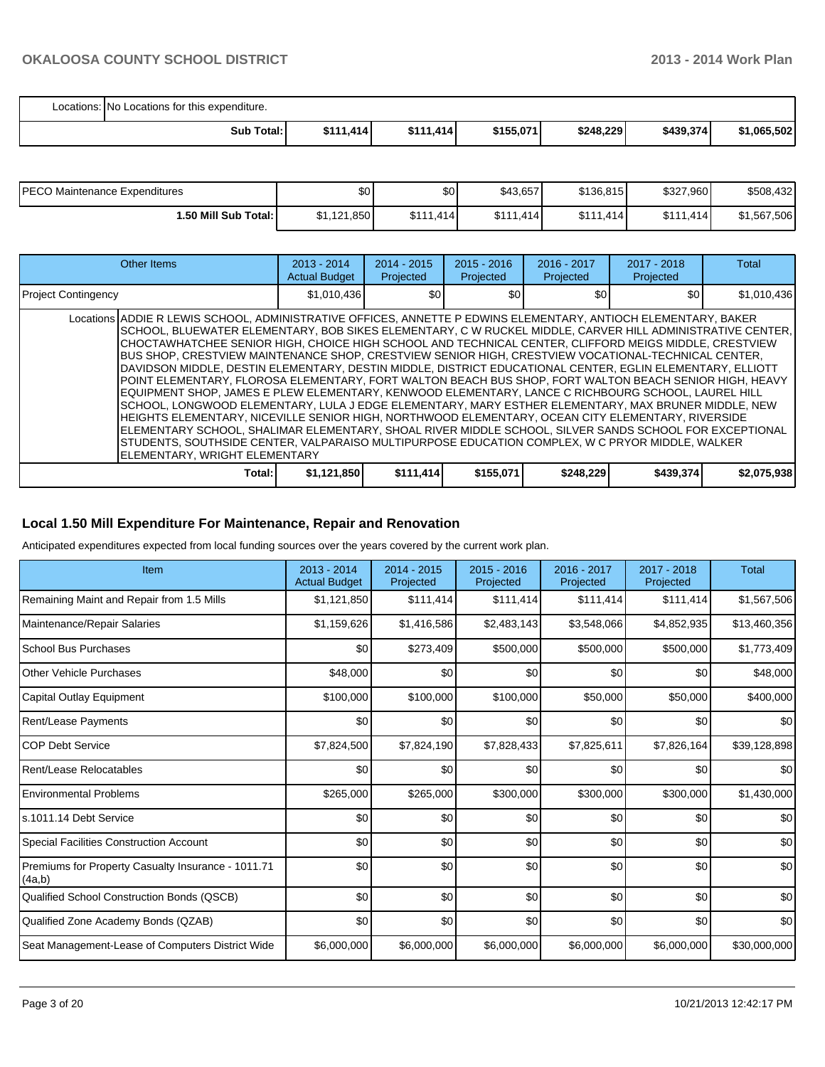| | | | | | | |
|---|---|---|---|---|---|---|
| Locations: No Locations for this expenditure. | | | | | | |
| Sub Total: | $111,414 | $111,414 | $155,071 | $248,229 | $439,374 | $1,065,502 |

| | | | | | | |
|---|---|---|---|---|---|---|
| PECO Maintenance Expenditures | $0 | $0 | $43,657 | $136,815 | $327,960 | $508,432 |
| 1.50 Mill Sub Total: | $1,121,850 | $111,414 | $111,414 | $111,414 | $111,414 | $1,567,506 |

| Other Items | 2013 - 2014 Actual Budget | 2014 - 2015 Projected | 2015 - 2016 Projected | 2016 - 2017 Projected | 2017 - 2018 Projected | Total |
|---|---|---|---|---|---|---|
| Project Contingency | $1,010,436 | $0 | $0 | $0 | $0 | $1,010,436 |
| Locations ADDIE R LEWIS SCHOOL, ADMINISTRATIVE OFFICES, ANNETTE P EDWINS ELEMENTARY, ANTIOCH ELEMENTARY, BAKER SCHOOL, BLUEWATER ELEMENTARY, BOB SIKES ELEMENTARY, C W RUCKEL MIDDLE, CARVER HILL ADMINISTRATIVE CENTER, CHOCTAWHATCHEE SENIOR HIGH, CHOICE HIGH SCHOOL AND TECHNICAL CENTER, CLIFFORD MEIGS MIDDLE, CRESTVIEW BUS SHOP, CRESTVIEW MAINTENANCE SHOP, CRESTVIEW SENIOR HIGH, CRESTVIEW VOCATIONAL-TECHNICAL CENTER, DAVIDSON MIDDLE, DESTIN ELEMENTARY, DESTIN MIDDLE, DISTRICT EDUCATIONAL CENTER, EGLIN ELEMENTARY, ELLIOTT POINT ELEMENTARY, FLOROSA ELEMENTARY, FORT WALTON BEACH BUS SHOP, FORT WALTON BEACH SENIOR HIGH, HEAVY EQUIPMENT SHOP, JAMES E PLEW ELEMENTARY, KENWOOD ELEMENTARY, LANCE C RICHBOURG SCHOOL, LAUREL HILL SCHOOL, LONGWOOD ELEMENTARY, LULA J EDGE ELEMENTARY, MARY ESTHER ELEMENTARY, MAX BRUNER MIDDLE, NEW HEIGHTS ELEMENTARY, NICEVILLE SENIOR HIGH, NORTHWOOD ELEMENTARY, OCEAN CITY ELEMENTARY, RIVERSIDE ELEMENTARY SCHOOL, SHALIMAR ELEMENTARY, SHOAL RIVER MIDDLE SCHOOL, SILVER SANDS SCHOOL FOR EXCEPTIONAL STUDENTS, SOUTHSIDE CENTER, VALPARAISO MULTIPURPOSE EDUCATION COMPLEX, W C PRYOR MIDDLE, WALKER ELEMENTARY, WRIGHT ELEMENTARY | | | | | | |
| Total: | $1,121,850 | $111,414 | $155,071 | $248,229 | $439,374 | $2,075,938 |

## Local 1.50 Mill Expenditure For Maintenance, Repair and Renovation

Anticipated expenditures expected from local funding sources over the years covered by the current work plan.

| Item | 2013 - 2014 Actual Budget | 2014 - 2015 Projected | 2015 - 2016 Projected | 2016 - 2017 Projected | 2017 - 2018 Projected | Total |
|---|---|---|---|---|---|---|
| Remaining Maint and Repair from 1.5 Mills | $1,121,850 | $111,414 | $111,414 | $111,414 | $111,414 | $1,567,506 |
| Maintenance/Repair Salaries | $1,159,626 | $1,416,586 | $2,483,143 | $3,548,066 | $4,852,935 | $13,460,356 |
| School Bus Purchases | $0 | $273,409 | $500,000 | $500,000 | $500,000 | $1,773,409 |
| Other Vehicle Purchases | $48,000 | $0 | $0 | $0 | $0 | $48,000 |
| Capital Outlay Equipment | $100,000 | $100,000 | $100,000 | $50,000 | $50,000 | $400,000 |
| Rent/Lease Payments | $0 | $0 | $0 | $0 | $0 | $0 |
| COP Debt Service | $7,824,500 | $7,824,190 | $7,828,433 | $7,825,611 | $7,826,164 | $39,128,898 |
| Rent/Lease Relocatables | $0 | $0 | $0 | $0 | $0 | $0 |
| Environmental Problems | $265,000 | $265,000 | $300,000 | $300,000 | $300,000 | $1,430,000 |
| s.1011.14 Debt Service | $0 | $0 | $0 | $0 | $0 | $0 |
| Special Facilities Construction Account | $0 | $0 | $0 | $0 | $0 | $0 |
| Premiums for Property Casualty Insurance - 1011.71 (4a,b) | $0 | $0 | $0 | $0 | $0 | $0 |
| Qualified School Construction Bonds (QSCB) | $0 | $0 | $0 | $0 | $0 | $0 |
| Qualified Zone Academy Bonds (QZAB) | $0 | $0 | $0 | $0 | $0 | $0 |
| Seat Management-Lease of Computers District Wide | $6,000,000 | $6,000,000 | $6,000,000 | $6,000,000 | $6,000,000 | $30,000,000 |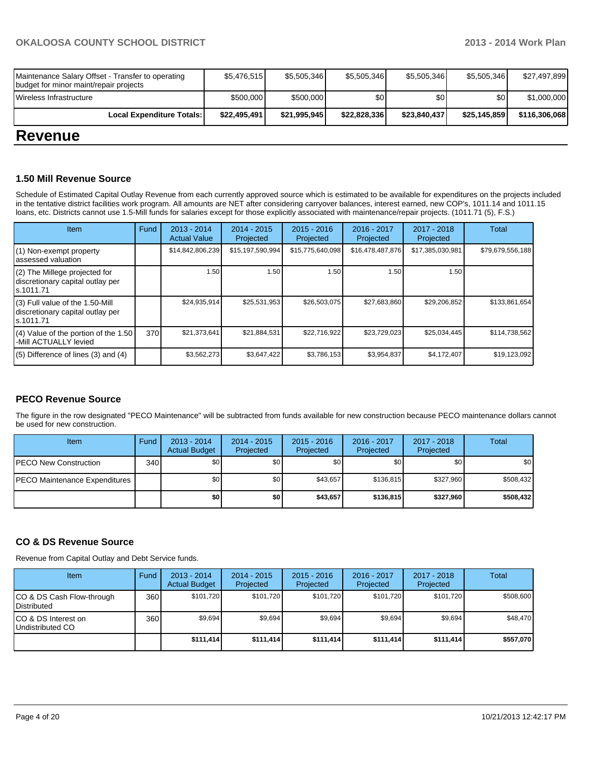| Maintenance Salary Offset - Transfer to operating budget for minor maint/repair projects | $5,476,515 | $5,505,346 | $5,505,346 | $5,505,346 | $5,505,346 | $27,497,899 |
|---|---|---|---|---|---|---|
| Wireless Infrastructure | $500,000 | $500,000 | $0 | $0 | $0 | $1,000,000 |
| **Local Expenditure Totals:** | **$22,495,491** | **$21,995,945** | **$22,828,336** | **$23,840,437** | **$25,145,859** | **$116,306,068** |

# Revenue

### 1.50 Mill Revenue Source

Schedule of Estimated Capital Outlay Revenue from each currently approved source which is estimated to be available for expenditures on the projects included in the tentative district facilities work program. All amounts are NET after considering carryover balances, interest earned, new COP's, 1011.14 and 1011.15 loans, etc. Districts cannot use 1.5-Mill funds for salaries except for those explicitly associated with maintenance/repair projects. (1011.71 (5), F.S.)

| Item | Fund | 2013 - 2014 Actual Value | 2014 - 2015 Projected | 2015 - 2016 Projected | 2016 - 2017 Projected | 2017 - 2018 Projected | Total |
|---|---|---|---|---|---|---|---|
| (1) Non-exempt property assessed valuation | | $14,842,806,239 | $15,197,590,994 | $15,775,640,098 | $16,478,487,876 | $17,385,030,981 | $79,679,556,188 |
| (2) The Millege projected for discretionary capital outlay per s.1011.71 | | 1.50 | 1.50 | 1.50 | 1.50 | 1.50 | |
| (3) Full value of the 1.50-Mill discretionary capital outlay per s.1011.71 | | $24,935,914 | $25,531,953 | $26,503,075 | $27,683,860 | $29,206,852 | $133,861,654 |
| (4) Value of the portion of the 1.50 -Mill ACTUALLY levied | 370 | $21,373,641 | $21,884,531 | $22,716,922 | $23,729,023 | $25,034,445 | $114,738,562 |
| (5) Difference of lines (3) and (4) | | $3,562,273 | $3,647,422 | $3,786,153 | $3,954,837 | $4,172,407 | $19,123,092 |

### PECO Revenue Source

The figure in the row designated "PECO Maintenance" will be subtracted from funds available for new construction because PECO maintenance dollars cannot be used for new construction.

| Item | Fund | 2013 - 2014 Actual Budget | 2014 - 2015 Projected | 2015 - 2016 Projected | 2016 - 2017 Projected | 2017 - 2018 Projected | Total |
|---|---|---|---|---|---|---|---|
| PECO New Construction | 340 | $0 | $0 | $0 | $0 | $0 | $0 |
| PECO Maintenance Expenditures | | $0 | $0 | $43,657 | $136,815 | $327,960 | $508,432 |
| | | **$0** | **$0** | **$43,657** | **$136,815** | **$327,960** | **$508,432** |

### CO & DS Revenue Source

Revenue from Capital Outlay and Debt Service funds.

| Item | Fund | 2013 - 2014 Actual Budget | 2014 - 2015 Projected | 2015 - 2016 Projected | 2016 - 2017 Projected | 2017 - 2018 Projected | Total |
|---|---|---|---|---|---|---|---|
| CO & DS Cash Flow-through Distributed | 360 | $101,720 | $101,720 | $101,720 | $101,720 | $101,720 | $508,600 |
| CO & DS Interest on Undistributed CO | 360 | $9,694 | $9,694 | $9,694 | $9,694 | $9,694 | $48,470 |
| | | **$111,414** | **$111,414** | **$111,414** | **$111,414** | **$111,414** | **$557,070** |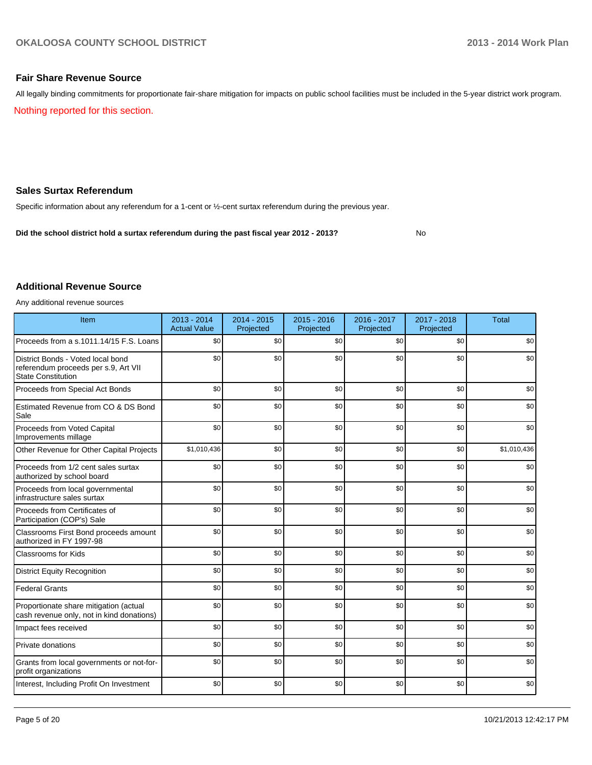## Fair Share Revenue Source

All legally binding commitments for proportionate fair-share mitigation for impacts on public school facilities must be included in the 5-year district work program.

Nothing reported for this section.

## Sales Surtax Referendum

Specific information about any referendum for a 1-cent or ½-cent surtax referendum during the previous year.

**Did the school district hold a surtax referendum during the past fiscal year 2012 - 2013?** No

## Additional Revenue Source

Any additional revenue sources

| Item | 2013 - 2014 Actual Value | 2014 - 2015 Projected | 2015 - 2016 Projected | 2016 - 2017 Projected | 2017 - 2018 Projected | Total |
|---|---|---|---|---|---|---|
| Proceeds from a s.1011.14/15 F.S. Loans | $0 | $0 | $0 | $0 | $0 | $0 |
| District Bonds - Voted local bond referendum proceeds per s.9, Art VII State Constitution | $0 | $0 | $0 | $0 | $0 | $0 |
| Proceeds from Special Act Bonds | $0 | $0 | $0 | $0 | $0 | $0 |
| Estimated Revenue from CO & DS Bond Sale | $0 | $0 | $0 | $0 | $0 | $0 |
| Proceeds from Voted Capital Improvements millage | $0 | $0 | $0 | $0 | $0 | $0 |
| Other Revenue for Other Capital Projects | $1,010,436 | $0 | $0 | $0 | $0 | $1,010,436 |
| Proceeds from 1/2 cent sales surtax authorized by school board | $0 | $0 | $0 | $0 | $0 | $0 |
| Proceeds from local governmental infrastructure sales surtax | $0 | $0 | $0 | $0 | $0 | $0 |
| Proceeds from Certificates of Participation (COP's) Sale | $0 | $0 | $0 | $0 | $0 | $0 |
| Classrooms First Bond proceeds amount authorized in FY 1997-98 | $0 | $0 | $0 | $0 | $0 | $0 |
| Classrooms for Kids | $0 | $0 | $0 | $0 | $0 | $0 |
| District Equity Recognition | $0 | $0 | $0 | $0 | $0 | $0 |
| Federal Grants | $0 | $0 | $0 | $0 | $0 | $0 |
| Proportionate share mitigation (actual cash revenue only, not in kind donations) | $0 | $0 | $0 | $0 | $0 | $0 |
| Impact fees received | $0 | $0 | $0 | $0 | $0 | $0 |
| Private donations | $0 | $0 | $0 | $0 | $0 | $0 |
| Grants from local governments or not-for-profit organizations | $0 | $0 | $0 | $0 | $0 | $0 |
| Interest, Including Profit On Investment | $0 | $0 | $0 | $0 | $0 | $0 |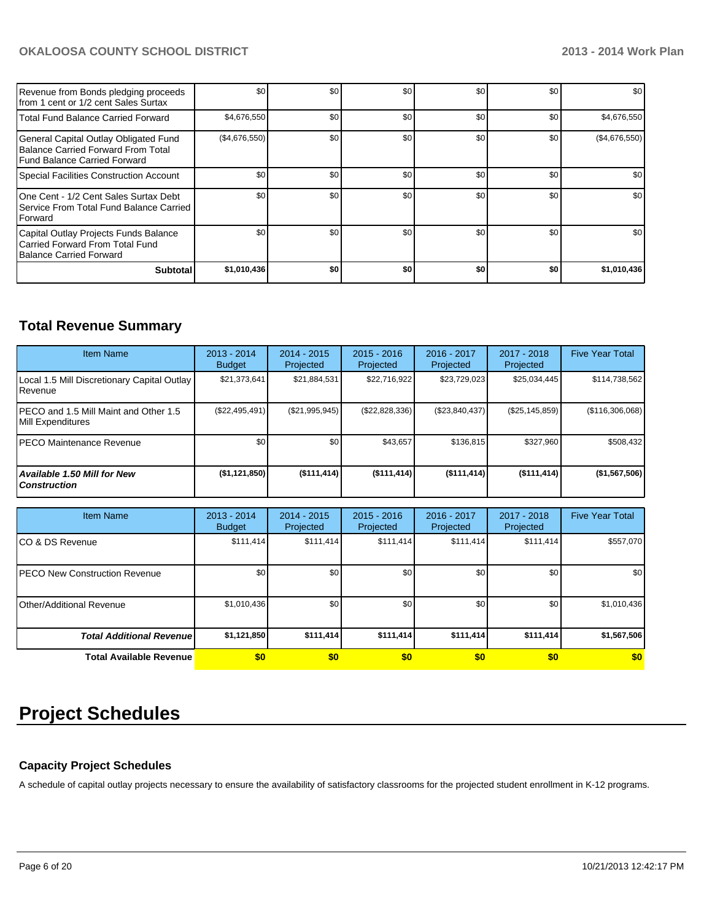| | | | | | | |
|---|---|---|---|---|---|---|
| Revenue from Bonds pledging proceeds from 1 cent or 1/2 cent Sales Surtax | $0 | $0 | $0 | $0 | $0 | $0 |
| Total Fund Balance Carried Forward | $4,676,550 | $0 | $0 | $0 | $0 | $4,676,550 |
| General Capital Outlay Obligated Fund Balance Carried Forward From Total Fund Balance Carried Forward | ($4,676,550) | $0 | $0 | $0 | $0 | ($4,676,550) |
| Special Facilities Construction Account | $0 | $0 | $0 | $0 | $0 | $0 |
| One Cent - 1/2 Cent Sales Surtax Debt Service From Total Fund Balance Carried Forward | $0 | $0 | $0 | $0 | $0 | $0 |
| Capital Outlay Projects Funds Balance Carried Forward From Total Fund Balance Carried Forward | $0 | $0 | $0 | $0 | $0 | $0 |
| **Subtotal** | **$1,010,436** | **$0** | **$0** | **$0** | **$0** | **$1,010,436** |

## Total Revenue Summary

| Item Name | 2013 - 2014 Budget | 2014 - 2015 Projected | 2015 - 2016 Projected | 2016 - 2017 Projected | 2017 - 2018 Projected | Five Year Total |
|---|---|---|---|---|---|---|
| Local 1.5 Mill Discretionary Capital Outlay Revenue | $21,373,641 | $21,884,531 | $22,716,922 | $23,729,023 | $25,034,445 | $114,738,562 |
| PECO and 1.5 Mill Maint and Other 1.5 Mill Expenditures | ($22,495,491) | ($21,995,945) | ($22,828,336) | ($23,840,437) | ($25,145,859) | ($116,306,068) |
| PECO Maintenance Revenue | $0 | $0 | $43,657 | $136,815 | $327,960 | $508,432 |
| ***Available 1.50 Mill for New Construction*** | **($1,121,850)** | **($111,414)** | **($111,414)** | **($111,414)** | **($111,414)** | **($1,567,506)** |

| Item Name | 2013 - 2014 Budget | 2014 - 2015 Projected | 2015 - 2016 Projected | 2016 - 2017 Projected | 2017 - 2018 Projected | Five Year Total |
|---|---|---|---|---|---|---|
| CO & DS Revenue | $111,414 | $111,414 | $111,414 | $111,414 | $111,414 | $557,070 |
| PECO New Construction Revenue | $0 | $0 | $0 | $0 | $0 | $0 |
| Other/Additional Revenue | $1,010,436 | $0 | $0 | $0 | $0 | $1,010,436 |
| ***Total Additional Revenue*** | **$1,121,850** | **$111,414** | **$111,414** | **$111,414** | **$111,414** | **$1,567,506** |
| **Total Available Revenue** | **$0** | **$0** | **$0** | **$0** | **$0** | **$0** |

# Project Schedules

### Capacity Project Schedules

A schedule of capital outlay projects necessary to ensure the availability of satisfactory classrooms for the projected student enrollment in K-12 programs.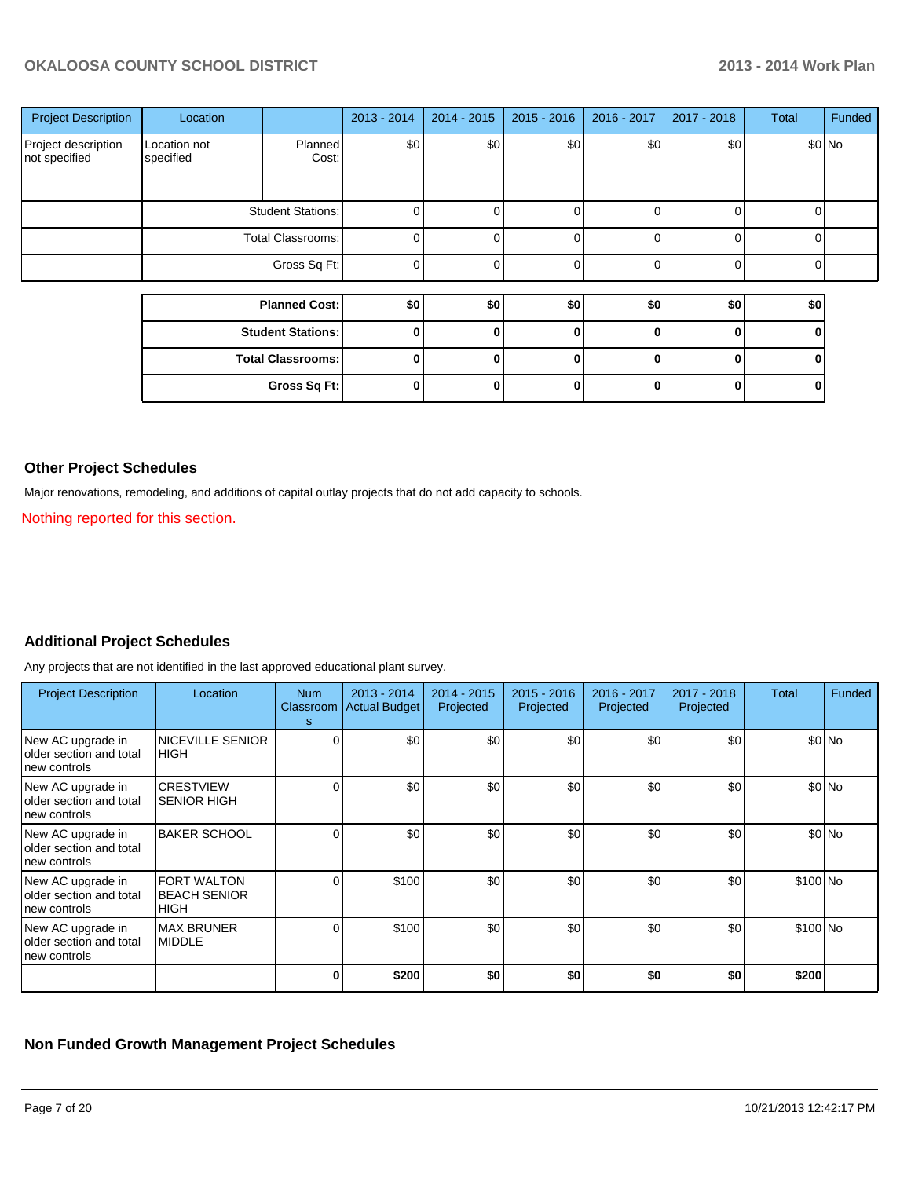| Project Description | Location | | 2013 - 2014 | 2014 - 2015 | 2015 - 2016 | 2016 - 2017 | 2017 - 2018 | Total | Funded |
|---|---|---|---|---|---|---|---|---|---|
| Project description not specified | Location not specified | Planned Cost: | $0 | $0 | $0 | $0 | $0 | $0 | No |
| | | Student Stations: | 0 | 0 | 0 | 0 | 0 | 0 | |
| | | Total Classrooms: | 0 | 0 | 0 | 0 | 0 | 0 | |
| | | Gross Sq Ft: | 0 | 0 | 0 | 0 | 0 | 0 | |

| | 2013 - 2014 | 2014 - 2015 | 2015 - 2016 | 2016 - 2017 | 2017 - 2018 | Total |
|---|---|---|---|---|---|---|
| **Planned Cost:** | **$0** | **$0** | **$0** | **$0** | **$0** | **$0** |
| **Student Stations:** | **0** | **0** | **0** | **0** | **0** | **0** |
| **Total Classrooms:** | **0** | **0** | **0** | **0** | **0** | **0** |
| **Gross Sq Ft:** | **0** | **0** | **0** | **0** | **0** | **0** |

### Other Project Schedules

Major renovations, remodeling, and additions of capital outlay projects that do not add capacity to schools.

Nothing reported for this section.

### Additional Project Schedules

Any projects that are not identified in the last approved educational plant survey.

| Project Description | Location | Num Classrooms | 2013 - 2014 Actual Budget | 2014 - 2015 Projected | 2015 - 2016 Projected | 2016 - 2017 Projected | 2017 - 2018 Projected | Total | Funded |
|---|---|---|---|---|---|---|---|---|---|
| New AC upgrade in older section and total new controls | NICEVILLE SENIOR HIGH | 0 | $0 | $0 | $0 | $0 | $0 | $0 | No |
| New AC upgrade in older section and total new controls | CRESTVIEW SENIOR HIGH | 0 | $0 | $0 | $0 | $0 | $0 | $0 | No |
| New AC upgrade in older section and total new controls | BAKER SCHOOL | 0 | $0 | $0 | $0 | $0 | $0 | $0 | No |
| New AC upgrade in older section and total new controls | FORT WALTON BEACH SENIOR HIGH | 0 | $100 | $0 | $0 | $0 | $0 | $100 | No |
| New AC upgrade in older section and total new controls | MAX BRUNER MIDDLE | 0 | $100 | $0 | $0 | $0 | $0 | $100 | No |
| | | **0** | **$200** | **$0** | **$0** | **$0** | **$0** | **$200** | |

### Non Funded Growth Management Project Schedules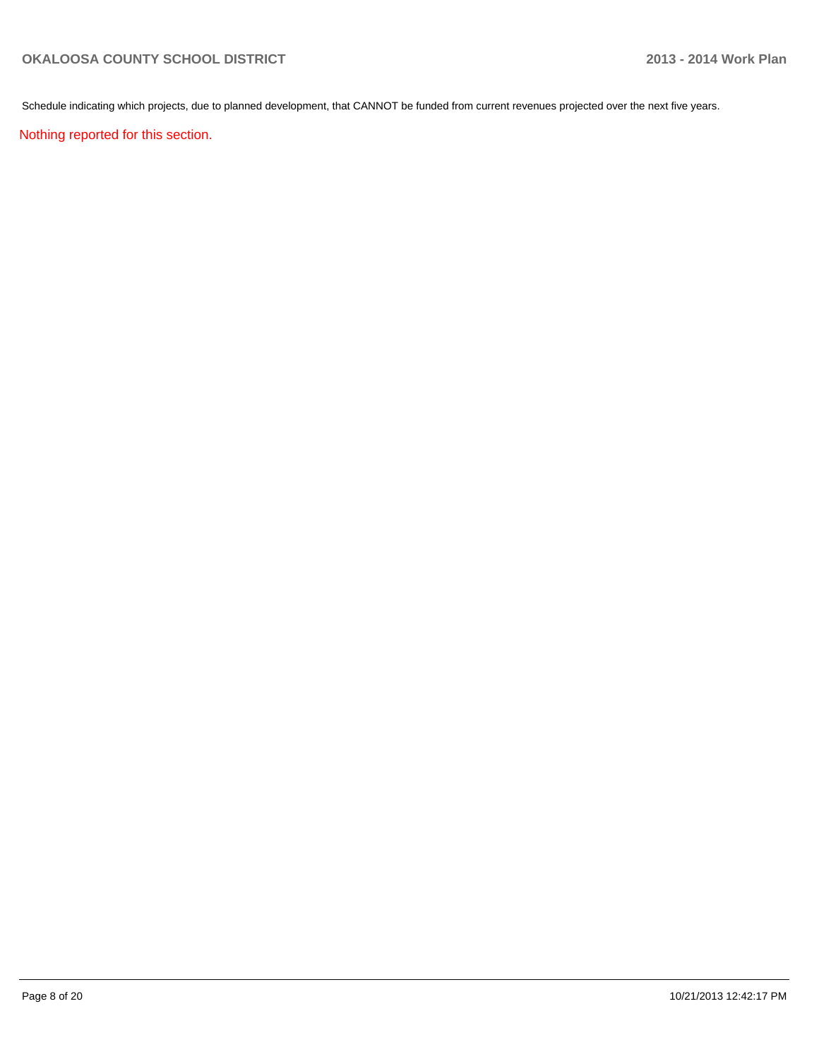Schedule indicating which projects, due to planned development, that CANNOT be funded from current revenues projected over the next five years.

Nothing reported for this section.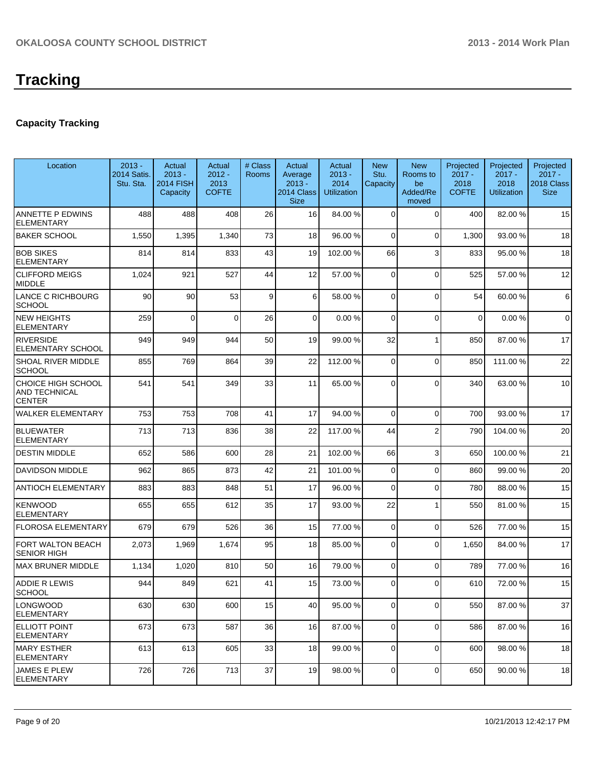# Tracking

### Capacity Tracking

| Location | 2013 - 2014 Satis. Stu. Sta. | Actual 2013 - 2014 FISH Capacity | Actual 2012 - 2013 COFTE | # Class Rooms | Actual Average 2013 - 2014 Class Size | Actual 2013 - 2014 Utilization | New Stu. Capacity | New Rooms to be Added/Removed | Projected 2017 - 2018 COFTE | Projected 2017 - 2018 Utilization | Projected 2017 - 2018 Class Size |
|---|---|---|---|---|---|---|---|---|---|---|---|
| ANNETTE P EDWINS ELEMENTARY | 488 | 488 | 408 | 26 | 16 | 84.00 % | 0 | 0 | 400 | 82.00 % | 15 |
| BAKER SCHOOL | 1,550 | 1,395 | 1,340 | 73 | 18 | 96.00 % | 0 | 0 | 1,300 | 93.00 % | 18 |
| BOB SIKES ELEMENTARY | 814 | 814 | 833 | 43 | 19 | 102.00 % | 66 | 3 | 833 | 95.00 % | 18 |
| CLIFFORD MEIGS MIDDLE | 1,024 | 921 | 527 | 44 | 12 | 57.00 % | 0 | 0 | 525 | 57.00 % | 12 |
| LANCE C RICHBOURG SCHOOL | 90 | 90 | 53 | 9 | 6 | 58.00 % | 0 | 0 | 54 | 60.00 % | 6 |
| NEW HEIGHTS ELEMENTARY | 259 | 0 | 0 | 26 | 0 | 0.00 % | 0 | 0 | 0 | 0.00 % | 0 |
| RIVERSIDE ELEMENTARY SCHOOL | 949 | 949 | 944 | 50 | 19 | 99.00 % | 32 | 1 | 850 | 87.00 % | 17 |
| SHOAL RIVER MIDDLE SCHOOL | 855 | 769 | 864 | 39 | 22 | 112.00 % | 0 | 0 | 850 | 111.00 % | 22 |
| CHOICE HIGH SCHOOL AND TECHNICAL CENTER | 541 | 541 | 349 | 33 | 11 | 65.00 % | 0 | 0 | 340 | 63.00 % | 10 |
| WALKER ELEMENTARY | 753 | 753 | 708 | 41 | 17 | 94.00 % | 0 | 0 | 700 | 93.00 % | 17 |
| BLUEWATER ELEMENTARY | 713 | 713 | 836 | 38 | 22 | 117.00 % | 44 | 2 | 790 | 104.00 % | 20 |
| DESTIN MIDDLE | 652 | 586 | 600 | 28 | 21 | 102.00 % | 66 | 3 | 650 | 100.00 % | 21 |
| DAVIDSON MIDDLE | 962 | 865 | 873 | 42 | 21 | 101.00 % | 0 | 0 | 860 | 99.00 % | 20 |
| ANTIOCH ELEMENTARY | 883 | 883 | 848 | 51 | 17 | 96.00 % | 0 | 0 | 780 | 88.00 % | 15 |
| KENWOOD ELEMENTARY | 655 | 655 | 612 | 35 | 17 | 93.00 % | 22 | 1 | 550 | 81.00 % | 15 |
| FLOROSA ELEMENTARY | 679 | 679 | 526 | 36 | 15 | 77.00 % | 0 | 0 | 526 | 77.00 % | 15 |
| FORT WALTON BEACH SENIOR HIGH | 2,073 | 1,969 | 1,674 | 95 | 18 | 85.00 % | 0 | 0 | 1,650 | 84.00 % | 17 |
| MAX BRUNER MIDDLE | 1,134 | 1,020 | 810 | 50 | 16 | 79.00 % | 0 | 0 | 789 | 77.00 % | 16 |
| ADDIE R LEWIS SCHOOL | 944 | 849 | 621 | 41 | 15 | 73.00 % | 0 | 0 | 610 | 72.00 % | 15 |
| LONGWOOD ELEMENTARY | 630 | 630 | 600 | 15 | 40 | 95.00 % | 0 | 0 | 550 | 87.00 % | 37 |
| ELLIOTT POINT ELEMENTARY | 673 | 673 | 587 | 36 | 16 | 87.00 % | 0 | 0 | 586 | 87.00 % | 16 |
| MARY ESTHER ELEMENTARY | 613 | 613 | 605 | 33 | 18 | 99.00 % | 0 | 0 | 600 | 98.00 % | 18 |
| JAMES E PLEW ELEMENTARY | 726 | 726 | 713 | 37 | 19 | 98.00 % | 0 | 0 | 650 | 90.00 % | 18 |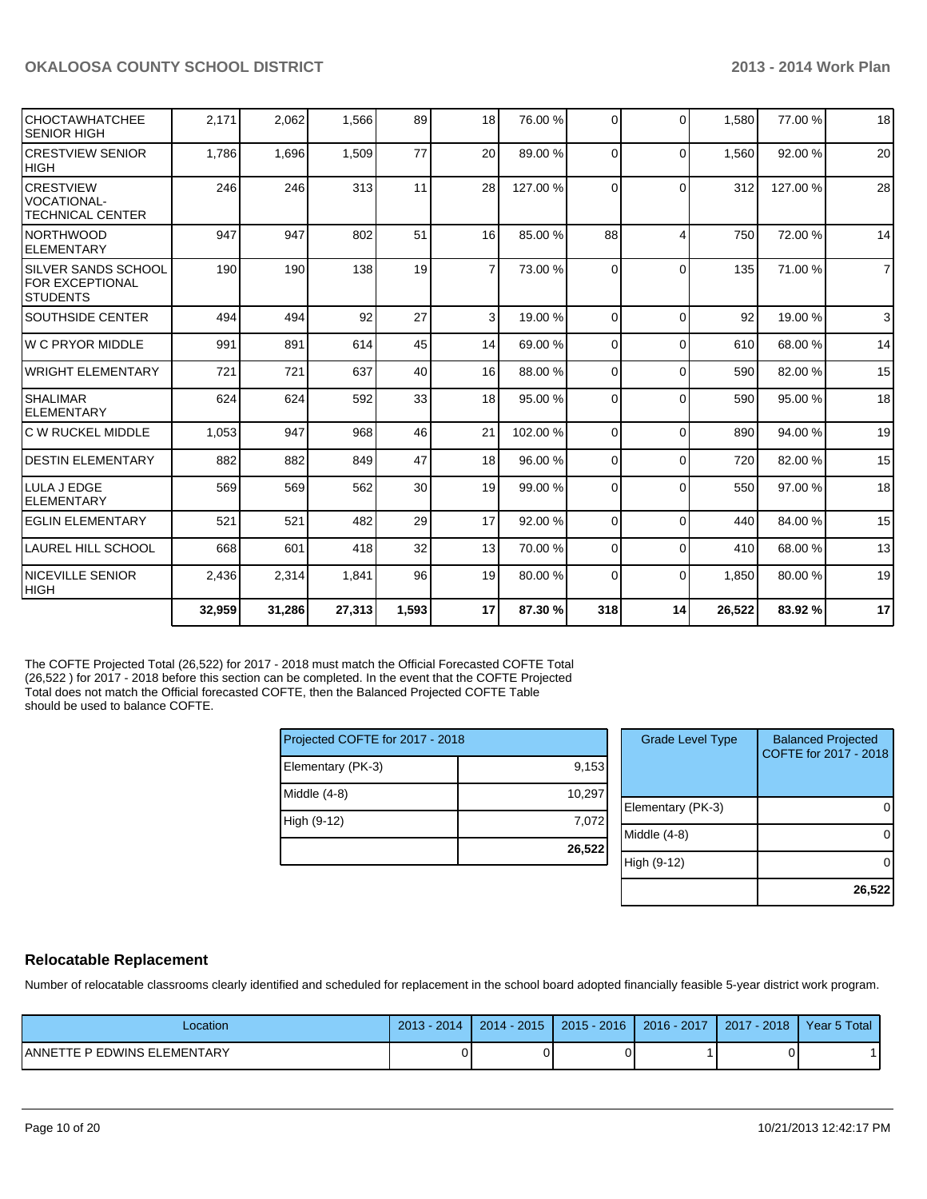| | | | | | | | | | | | |
|---|---|---|---|---|---|---|---|---|---|---|---|
| CHOCTAWHATCHEE SENIOR HIGH | 2,171 | 2,062 | 1,566 | 89 | 18 | 76.00 % | 0 | 0 | 1,580 | 77.00 % | 18 |
| CRESTVIEW SENIOR HIGH | 1,786 | 1,696 | 1,509 | 77 | 20 | 89.00 % | 0 | 0 | 1,560 | 92.00 % | 20 |
| CRESTVIEW VOCATIONAL-TECHNICAL CENTER | 246 | 246 | 313 | 11 | 28 | 127.00 % | 0 | 0 | 312 | 127.00 % | 28 |
| NORTHWOOD ELEMENTARY | 947 | 947 | 802 | 51 | 16 | 85.00 % | 88 | 4 | 750 | 72.00 % | 14 |
| SILVER SANDS SCHOOL FOR EXCEPTIONAL STUDENTS | 190 | 190 | 138 | 19 | 7 | 73.00 % | 0 | 0 | 135 | 71.00 % | 7 |
| SOUTHSIDE CENTER | 494 | 494 | 92 | 27 | 3 | 19.00 % | 0 | 0 | 92 | 19.00 % | 3 |
| W C PRYOR MIDDLE | 991 | 891 | 614 | 45 | 14 | 69.00 % | 0 | 0 | 610 | 68.00 % | 14 |
| WRIGHT ELEMENTARY | 721 | 721 | 637 | 40 | 16 | 88.00 % | 0 | 0 | 590 | 82.00 % | 15 |
| SHALIMAR ELEMENTARY | 624 | 624 | 592 | 33 | 18 | 95.00 % | 0 | 0 | 590 | 95.00 % | 18 |
| C W RUCKEL MIDDLE | 1,053 | 947 | 968 | 46 | 21 | 102.00 % | 0 | 0 | 890 | 94.00 % | 19 |
| DESTIN ELEMENTARY | 882 | 882 | 849 | 47 | 18 | 96.00 % | 0 | 0 | 720 | 82.00 % | 15 |
| LULA J EDGE ELEMENTARY | 569 | 569 | 562 | 30 | 19 | 99.00 % | 0 | 0 | 550 | 97.00 % | 18 |
| EGLIN ELEMENTARY | 521 | 521 | 482 | 29 | 17 | 92.00 % | 0 | 0 | 440 | 84.00 % | 15 |
| LAUREL HILL SCHOOL | 668 | 601 | 418 | 32 | 13 | 70.00 % | 0 | 0 | 410 | 68.00 % | 13 |
| NICEVILLE SENIOR HIGH | 2,436 | 2,314 | 1,841 | 96 | 19 | 80.00 % | 0 | 0 | 1,850 | 80.00 % | 19 |
| | **32,959** | **31,286** | **27,313** | **1,593** | **17** | **87.30 %** | **318** | **14** | **26,522** | **83.92 %** | **17** |

The COFTE Projected Total (26,522) for 2017 - 2018 must match the Official Forecasted COFTE Total (26,522 ) for 2017 - 2018 before this section can be completed. In the event that the COFTE Projected Total does not match the Official forecasted COFTE, then the Balanced Projected COFTE Table should be used to balance COFTE.

| Projected COFTE for 2017 - 2018 | |
|---|---|
| Elementary (PK-3) | 9,153 |
| Middle (4-8) | 10,297 |
| High (9-12) | 7,072 |
| | **26,522** |

| Grade Level Type | Balanced Projected COFTE for 2017 - 2018 |
|---|---|
| Elementary (PK-3) | 0 |
| Middle (4-8) | 0 |
| High (9-12) | 0 |
| | **26,522** |

## Relocatable Replacement

Number of relocatable classrooms clearly identified and scheduled for replacement in the school board adopted financially feasible 5-year district work program.

| Location | 2013 - 2014 | 2014 - 2015 | 2015 - 2016 | 2016 - 2017 | 2017 - 2018 | Year 5 Total |
|---|---|---|---|---|---|---|
| ANNETTE P EDWINS ELEMENTARY | 0 | 0 | 0 | 1 | 0 | 1 |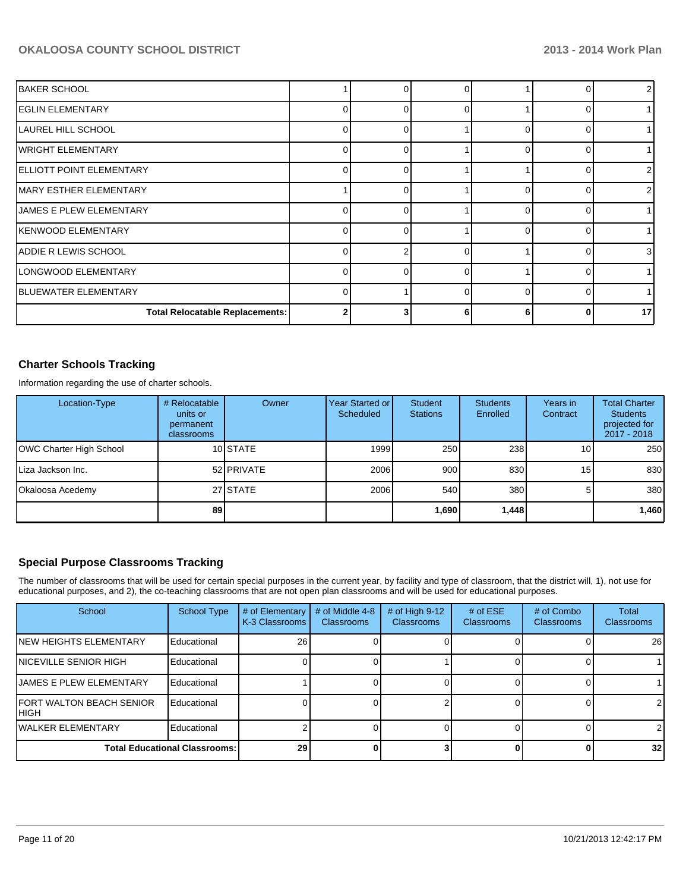| | | | | | | |
|---|---|---|---|---|---|---|
| BAKER SCHOOL | 1 | 0 | 0 | 1 | 0 | 2 |
| EGLIN ELEMENTARY | 0 | 0 | 0 | 1 | 0 | 1 |
| LAUREL HILL SCHOOL | 0 | 0 | 1 | 0 | 0 | 1 |
| WRIGHT ELEMENTARY | 0 | 0 | 1 | 0 | 0 | 1 |
| ELLIOTT POINT ELEMENTARY | 0 | 0 | 1 | 1 | 0 | 2 |
| MARY ESTHER ELEMENTARY | 1 | 0 | 1 | 0 | 0 | 2 |
| JAMES E PLEW ELEMENTARY | 0 | 0 | 1 | 0 | 0 | 1 |
| KENWOOD ELEMENTARY | 0 | 0 | 1 | 0 | 0 | 1 |
| ADDIE R LEWIS SCHOOL | 0 | 2 | 0 | 1 | 0 | 3 |
| LONGWOOD ELEMENTARY | 0 | 0 | 0 | 1 | 0 | 1 |
| BLUEWATER ELEMENTARY | 0 | 1 | 0 | 0 | 0 | 1 |
| **Total Relocatable Replacements:** | **2** | **3** | **6** | **6** | **0** | **17** |

## Charter Schools Tracking

Information regarding the use of charter schools.

| Location-Type | # Relocatable units or permanent classrooms | Owner | Year Started or Scheduled | Student Stations | Students Enrolled | Years in Contract | Total Charter Students projected for 2017 - 2018 |
|---|---|---|---|---|---|---|---|
| OWC Charter High School | 10 | STATE | 1999 | 250 | 238 | 10 | 250 |
| Liza Jackson Inc. | 52 | PRIVATE | 2006 | 900 | 830 | 15 | 830 |
| Okaloosa Acedemy | 27 | STATE | 2006 | 540 | 380 | 5 | 380 |
| | **89** | | | **1,690** | **1,448** | | **1,460** |

## Special Purpose Classrooms Tracking

The number of classrooms that will be used for certain special purposes in the current year, by facility and type of classroom, that the district will, 1), not use for educational purposes, and 2), the co-teaching classrooms that are not open plan classrooms and will be used for educational purposes.

| School | School Type | # of Elementary K-3 Classrooms | # of Middle 4-8 Classrooms | # of High 9-12 Classrooms | # of ESE Classrooms | # of Combo Classrooms | Total Classrooms |
|---|---|---|---|---|---|---|---|
| NEW HEIGHTS ELEMENTARY | Educational | 26 | 0 | 0 | 0 | 0 | 26 |
| NICEVILLE SENIOR HIGH | Educational | 0 | 0 | 1 | 0 | 0 | 1 |
| JAMES E PLEW ELEMENTARY | Educational | 1 | 0 | 0 | 0 | 0 | 1 |
| FORT WALTON BEACH SENIOR HIGH | Educational | 0 | 0 | 2 | 0 | 0 | 2 |
| WALKER ELEMENTARY | Educational | 2 | 0 | 0 | 0 | 0 | 2 |
| **Total Educational Classrooms:** | | **29** | **0** | **3** | **0** | **0** | **32** |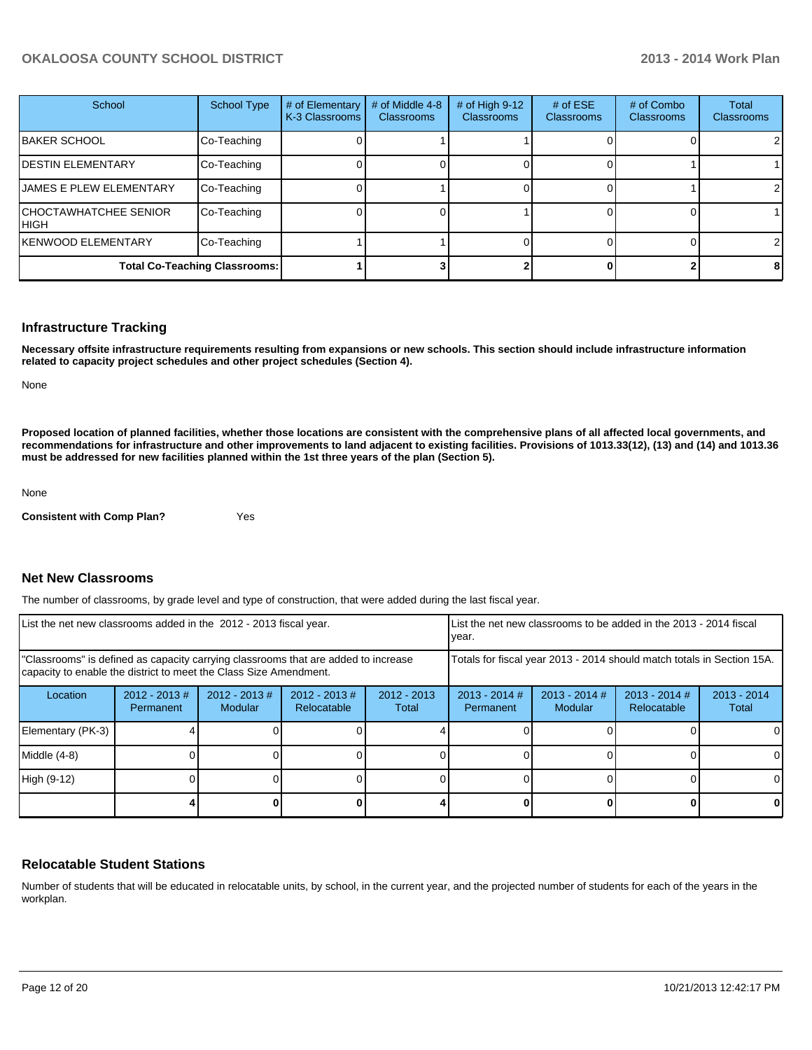| School | School Type | # of Elementary K-3 Classrooms | # of Middle 4-8 Classrooms | # of High 9-12 Classrooms | # of ESE Classrooms | # of Combo Classrooms | Total Classrooms |
|---|---|---|---|---|---|---|---|
| BAKER SCHOOL | Co-Teaching | 0 | 1 | 1 | 0 | 0 | 2 |
| DESTIN ELEMENTARY | Co-Teaching | 0 | 0 | 0 | 0 | 1 | 1 |
| JAMES E PLEW ELEMENTARY | Co-Teaching | 0 | 1 | 0 | 0 | 1 | 2 |
| CHOCTAWHATCHEE SENIOR HIGH | Co-Teaching | 0 | 0 | 1 | 0 | 0 | 1 |
| KENWOOD ELEMENTARY | Co-Teaching | 1 | 1 | 0 | 0 | 0 | 2 |
| **Total Co-Teaching Classrooms:** | | **1** | **3** | **2** | **0** | **2** | **8** |

## Infrastructure Tracking

**Necessary offsite infrastructure requirements resulting from expansions or new schools. This section should include infrastructure information related to capacity project schedules and other project schedules (Section 4).**

None

**Proposed location of planned facilities, whether those locations are consistent with the comprehensive plans of all affected local governments, and recommendations for infrastructure and other improvements to land adjacent to existing facilities. Provisions of 1013.33(12), (13) and (14) and 1013.36 must be addressed for new facilities planned within the 1st three years of the plan (Section 5).**

None

**Consistent with Comp Plan?** Yes

## Net New Classrooms

The number of classrooms, by grade level and type of construction, that were added during the last fiscal year.

| List the net new classrooms added in the 2012 - 2013 fiscal year. | | | | | List the net new classrooms to be added in the 2013 - 2014 fiscal year. | | | |
|---|---|---|---|---|---|---|---|---|
| "Classrooms" is defined as capacity carrying classrooms that are added to increase capacity to enable the district to meet the Class Size Amendment. | | | | | Totals for fiscal year 2013 - 2014 should match totals in Section 15A. | | | |
| Location | 2012 - 2013 # Permanent | 2012 - 2013 # Modular | 2012 - 2013 # Relocatable | 2012 - 2013 Total | 2013 - 2014 # Permanent | 2013 - 2014 # Modular | 2013 - 2014 # Relocatable | 2013 - 2014 Total |
| Elementary (PK-3) | 4 | 0 | 0 | 4 | 0 | 0 | 0 | 0 |
| Middle (4-8) | 0 | 0 | 0 | 0 | 0 | 0 | 0 | 0 |
| High (9-12) | 0 | 0 | 0 | 0 | 0 | 0 | 0 | 0 |
| | **4** | **0** | **0** | **4** | **0** | **0** | **0** | **0** |

## Relocatable Student Stations

Number of students that will be educated in relocatable units, by school, in the current year, and the projected number of students for each of the years in the workplan.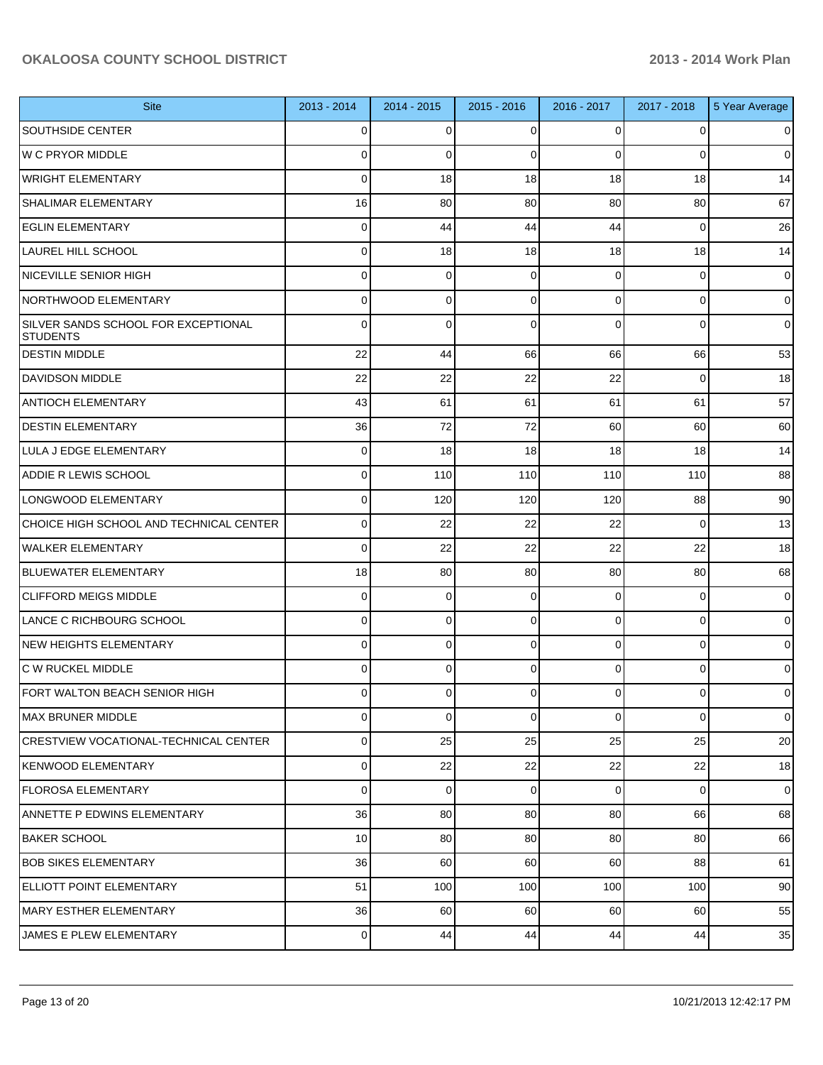| Site | 2013 - 2014 | 2014 - 2015 | 2015 - 2016 | 2016 - 2017 | 2017 - 2018 | 5 Year Average |
|---|---|---|---|---|---|---|
| SOUTHSIDE CENTER | 0 | 0 | 0 | 0 | 0 | 0 |
| W C PRYOR MIDDLE | 0 | 0 | 0 | 0 | 0 | 0 |
| WRIGHT ELEMENTARY | 0 | 18 | 18 | 18 | 18 | 14 |
| SHALIMAR ELEMENTARY | 16 | 80 | 80 | 80 | 80 | 67 |
| EGLIN ELEMENTARY | 0 | 44 | 44 | 44 | 0 | 26 |
| LAUREL HILL SCHOOL | 0 | 18 | 18 | 18 | 18 | 14 |
| NICEVILLE SENIOR HIGH | 0 | 0 | 0 | 0 | 0 | 0 |
| NORTHWOOD ELEMENTARY | 0 | 0 | 0 | 0 | 0 | 0 |
| SILVER SANDS SCHOOL FOR EXCEPTIONAL STUDENTS | 0 | 0 | 0 | 0 | 0 | 0 |
| DESTIN MIDDLE | 22 | 44 | 66 | 66 | 66 | 53 |
| DAVIDSON MIDDLE | 22 | 22 | 22 | 22 | 0 | 18 |
| ANTIOCH ELEMENTARY | 43 | 61 | 61 | 61 | 61 | 57 |
| DESTIN ELEMENTARY | 36 | 72 | 72 | 60 | 60 | 60 |
| LULA J EDGE ELEMENTARY | 0 | 18 | 18 | 18 | 18 | 14 |
| ADDIE R LEWIS SCHOOL | 0 | 110 | 110 | 110 | 110 | 88 |
| LONGWOOD ELEMENTARY | 0 | 120 | 120 | 120 | 88 | 90 |
| CHOICE HIGH SCHOOL AND TECHNICAL CENTER | 0 | 22 | 22 | 22 | 0 | 13 |
| WALKER ELEMENTARY | 0 | 22 | 22 | 22 | 22 | 18 |
| BLUEWATER ELEMENTARY | 18 | 80 | 80 | 80 | 80 | 68 |
| CLIFFORD MEIGS MIDDLE | 0 | 0 | 0 | 0 | 0 | 0 |
| LANCE C RICHBOURG SCHOOL | 0 | 0 | 0 | 0 | 0 | 0 |
| NEW HEIGHTS ELEMENTARY | 0 | 0 | 0 | 0 | 0 | 0 |
| C W RUCKEL MIDDLE | 0 | 0 | 0 | 0 | 0 | 0 |
| FORT WALTON BEACH SENIOR HIGH | 0 | 0 | 0 | 0 | 0 | 0 |
| MAX BRUNER MIDDLE | 0 | 0 | 0 | 0 | 0 | 0 |
| CRESTVIEW VOCATIONAL-TECHNICAL CENTER | 0 | 25 | 25 | 25 | 25 | 20 |
| KENWOOD ELEMENTARY | 0 | 22 | 22 | 22 | 22 | 18 |
| FLOROSA ELEMENTARY | 0 | 0 | 0 | 0 | 0 | 0 |
| ANNETTE P EDWINS ELEMENTARY | 36 | 80 | 80 | 80 | 66 | 68 |
| BAKER SCHOOL | 10 | 80 | 80 | 80 | 80 | 66 |
| BOB SIKES ELEMENTARY | 36 | 60 | 60 | 60 | 88 | 61 |
| ELLIOTT POINT ELEMENTARY | 51 | 100 | 100 | 100 | 100 | 90 |
| MARY ESTHER ELEMENTARY | 36 | 60 | 60 | 60 | 60 | 55 |
| JAMES E PLEW ELEMENTARY | 0 | 44 | 44 | 44 | 44 | 35 |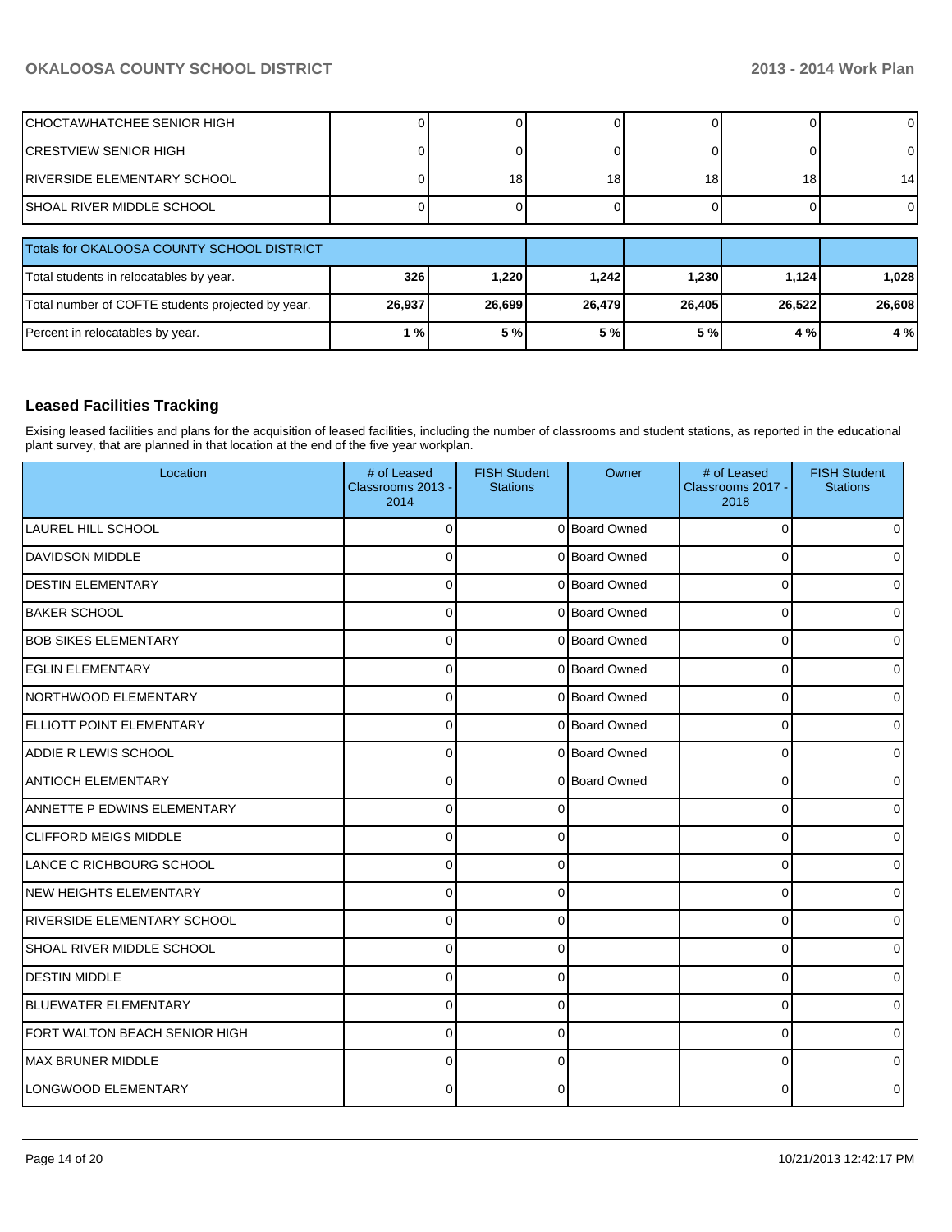| CHOCTAWHATCHEE SENIOR HIGH | 0 | 0 | 0 | 0 | 0 | 0 |
|---|---|---|---|---|---|---|
| CRESTVIEW SENIOR HIGH | 0 | 0 | 0 | 0 | 0 | 0 |
| RIVERSIDE ELEMENTARY SCHOOL | 0 | 18 | 18 | 18 | 18 | 14 |
| SHOAL RIVER MIDDLE SCHOOL | 0 | 0 | 0 | 0 | 0 | 0 |

| Totals for OKALOOSA COUNTY SCHOOL DISTRICT | | | | | | |
|---|---|---|---|---|---|---|
| Total students in relocatables by year. | **326** | **1,220** | **1,242** | **1,230** | **1,124** | **1,028** |
| Total number of COFTE students projected by year. | **26,937** | **26,699** | **26,479** | **26,405** | **26,522** | **26,608** |
| Percent in relocatables by year. | **1 %** | **5 %** | **5 %** | **5 %** | **4 %** | **4 %** |

## Leased Facilities Tracking

Exising leased facilities and plans for the acquisition of leased facilities, including the number of classrooms and student stations, as reported in the educational plant survey, that are planned in that location at the end of the five year workplan.

| Location | # of Leased Classrooms 2013 - 2014 | FISH Student Stations | Owner | # of Leased Classrooms 2017 - 2018 | FISH Student Stations |
|---|---|---|---|---|---|
| LAUREL HILL SCHOOL | 0 | 0 | Board Owned | 0 | 0 |
| DAVIDSON MIDDLE | 0 | 0 | Board Owned | 0 | 0 |
| DESTIN ELEMENTARY | 0 | 0 | Board Owned | 0 | 0 |
| BAKER SCHOOL | 0 | 0 | Board Owned | 0 | 0 |
| BOB SIKES ELEMENTARY | 0 | 0 | Board Owned | 0 | 0 |
| EGLIN ELEMENTARY | 0 | 0 | Board Owned | 0 | 0 |
| NORTHWOOD ELEMENTARY | 0 | 0 | Board Owned | 0 | 0 |
| ELLIOTT POINT ELEMENTARY | 0 | 0 | Board Owned | 0 | 0 |
| ADDIE R LEWIS SCHOOL | 0 | 0 | Board Owned | 0 | 0 |
| ANTIOCH ELEMENTARY | 0 | 0 | Board Owned | 0 | 0 |
| ANNETTE P EDWINS ELEMENTARY | 0 | 0 | | 0 | 0 |
| CLIFFORD MEIGS MIDDLE | 0 | 0 | | 0 | 0 |
| LANCE C RICHBOURG SCHOOL | 0 | 0 | | 0 | 0 |
| NEW HEIGHTS ELEMENTARY | 0 | 0 | | 0 | 0 |
| RIVERSIDE ELEMENTARY SCHOOL | 0 | 0 | | 0 | 0 |
| SHOAL RIVER MIDDLE SCHOOL | 0 | 0 | | 0 | 0 |
| DESTIN MIDDLE | 0 | 0 | | 0 | 0 |
| BLUEWATER ELEMENTARY | 0 | 0 | | 0 | 0 |
| FORT WALTON BEACH SENIOR HIGH | 0 | 0 | | 0 | 0 |
| MAX BRUNER MIDDLE | 0 | 0 | | 0 | 0 |
| LONGWOOD ELEMENTARY | 0 | 0 | | 0 | 0 |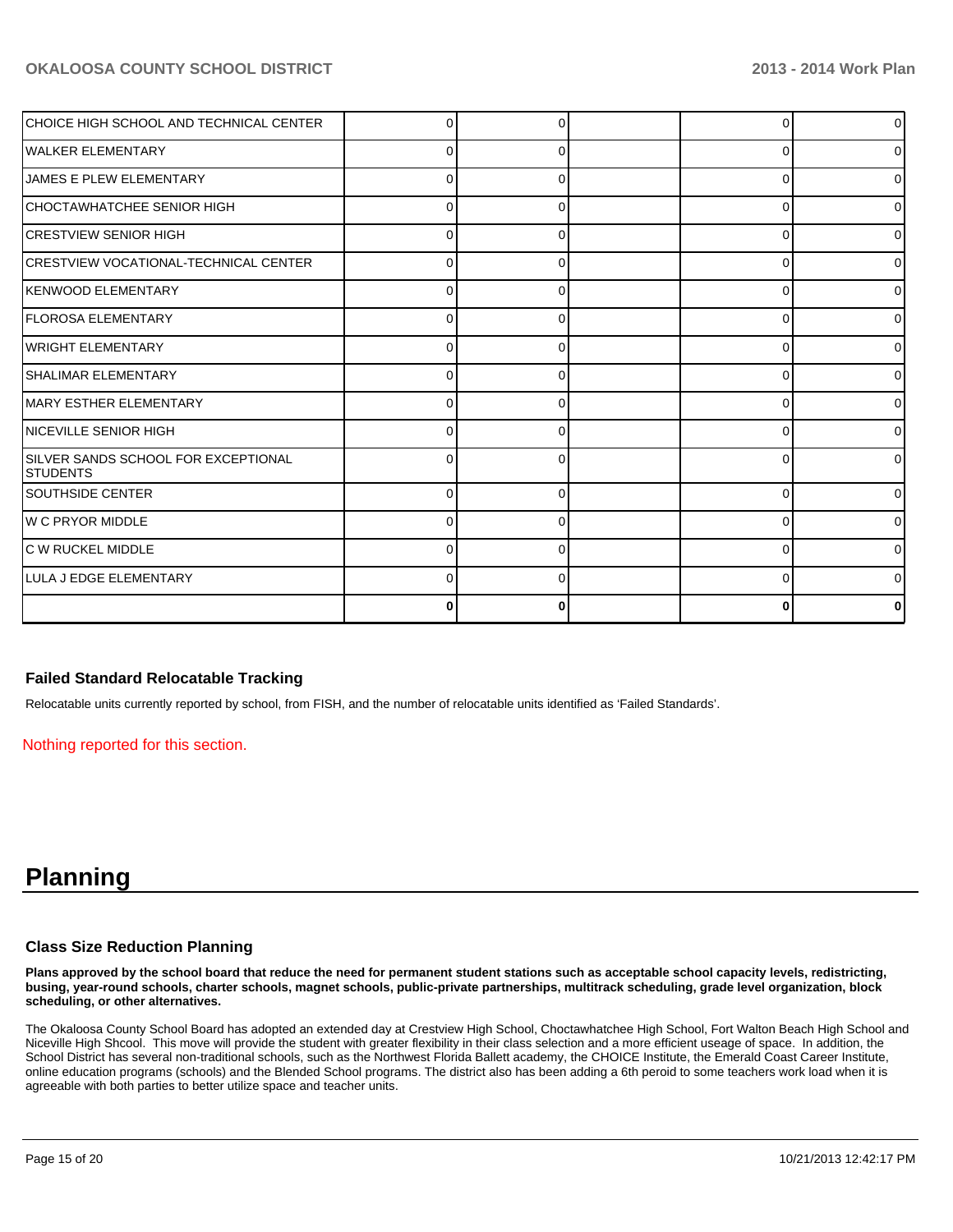| | | | | | |
|---|---|---|---|---|---|
| CHOICE HIGH SCHOOL AND TECHNICAL CENTER | 0 | 0 | | 0 | 0 |
| WALKER ELEMENTARY | 0 | 0 | | 0 | 0 |
| JAMES E PLEW ELEMENTARY | 0 | 0 | | 0 | 0 |
| CHOCTAWHATCHEE SENIOR HIGH | 0 | 0 | | 0 | 0 |
| CRESTVIEW SENIOR HIGH | 0 | 0 | | 0 | 0 |
| CRESTVIEW VOCATIONAL-TECHNICAL CENTER | 0 | 0 | | 0 | 0 |
| KENWOOD ELEMENTARY | 0 | 0 | | 0 | 0 |
| FLOROSA ELEMENTARY | 0 | 0 | | 0 | 0 |
| WRIGHT ELEMENTARY | 0 | 0 | | 0 | 0 |
| SHALIMAR ELEMENTARY | 0 | 0 | | 0 | 0 |
| MARY ESTHER ELEMENTARY | 0 | 0 | | 0 | 0 |
| NICEVILLE SENIOR HIGH | 0 | 0 | | 0 | 0 |
| SILVER SANDS SCHOOL FOR EXCEPTIONAL STUDENTS | 0 | 0 | | 0 | 0 |
| SOUTHSIDE CENTER | 0 | 0 | | 0 | 0 |
| W C PRYOR MIDDLE | 0 | 0 | | 0 | 0 |
| C W RUCKEL MIDDLE | 0 | 0 | | 0 | 0 |
| LULA J EDGE ELEMENTARY | 0 | 0 | | 0 | 0 |
| | **0** | **0** | | **0** | **0** |

### Failed Standard Relocatable Tracking

Relocatable units currently reported by school, from FISH, and the number of relocatable units identified as 'Failed Standards'.

Nothing reported for this section.

# Planning

### Class Size Reduction Planning

**Plans approved by the school board that reduce the need for permanent student stations such as acceptable school capacity levels, redistricting, busing, year-round schools, charter schools, magnet schools, public-private partnerships, multitrack scheduling, grade level organization, block scheduling, or other alternatives.**

The Okaloosa County School Board has adopted an extended day at Crestview High School, Choctawhatchee High School, Fort Walton Beach High School and Niceville High Shcool. This move will provide the student with greater flexibility in their class selection and a more efficient useage of space. In addition, the School District has several non-traditional schools, such as the Northwest Florida Ballett academy, the CHOICE Institute, the Emerald Coast Career Institute, online education programs (schools) and the Blended School programs. The district also has been adding a 6th peroid to some teachers work load when it is agreeable with both parties to better utilize space and teacher units.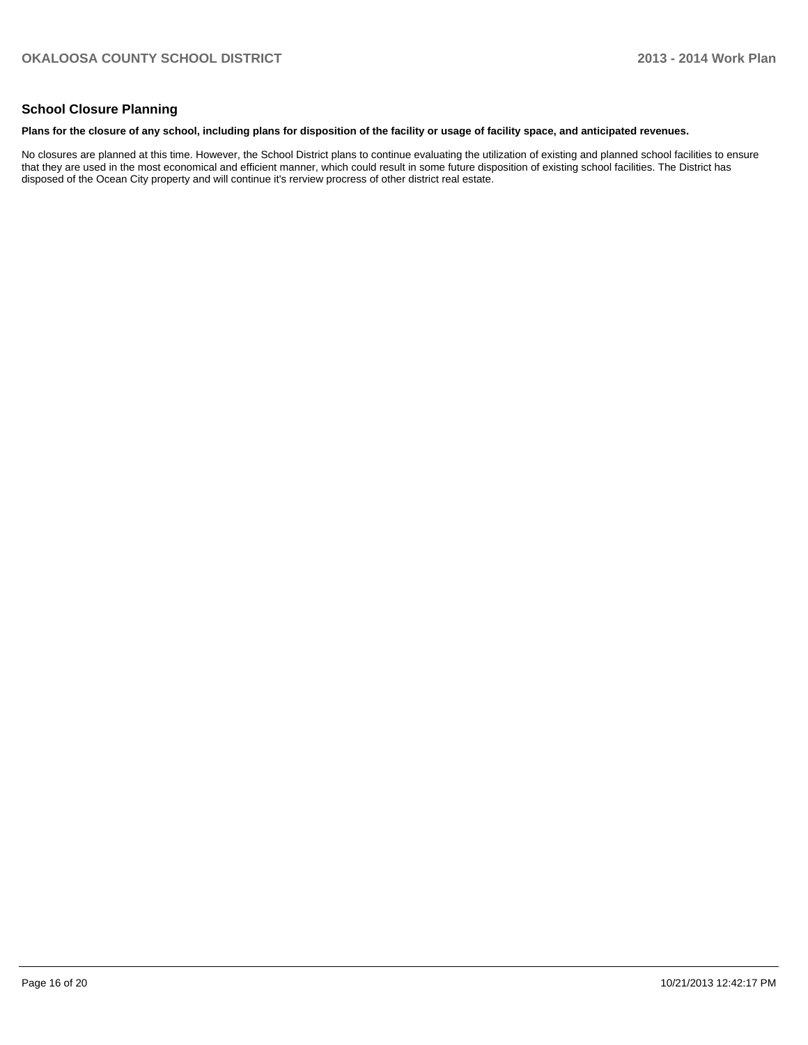## School Closure Planning

**Plans for the closure of any school, including plans for disposition of the facility or usage of facility space, and anticipated revenues.**

No closures are planned at this time. However, the School District plans to continue evaluating the utilization of existing and planned school facilities to ensure that they are used in the most economical and efficient manner, which could result in some future disposition of existing school facilities. The District has disposed of the Ocean City property and will continue it's rerview procress of other district real estate.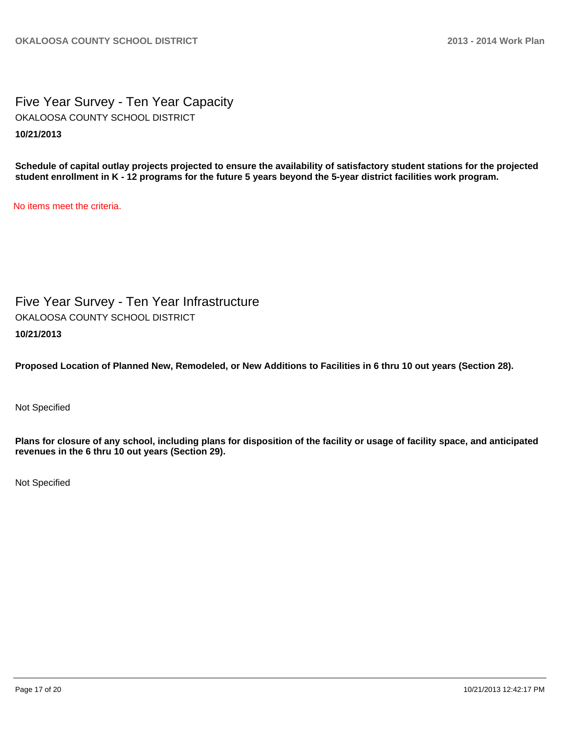# Five Year Survey - Ten Year Capacity

OKALOOSA COUNTY SCHOOL DISTRICT

**10/21/2013**

**Schedule of capital outlay projects projected to ensure the availability of satisfactory student stations for the projected student enrollment in K - 12 programs for the future 5 years beyond the 5-year district facilities work program.**

No items meet the criteria.

# Five Year Survey - Ten Year Infrastructure

OKALOOSA COUNTY SCHOOL DISTRICT

**10/21/2013**

**Proposed Location of Planned New, Remodeled, or New Additions to Facilities in 6 thru 10 out years (Section 28).**

Not Specified

**Plans for closure of any school, including plans for disposition of the facility or usage of facility space, and anticipated revenues in the 6 thru 10 out years (Section 29).**

Not Specified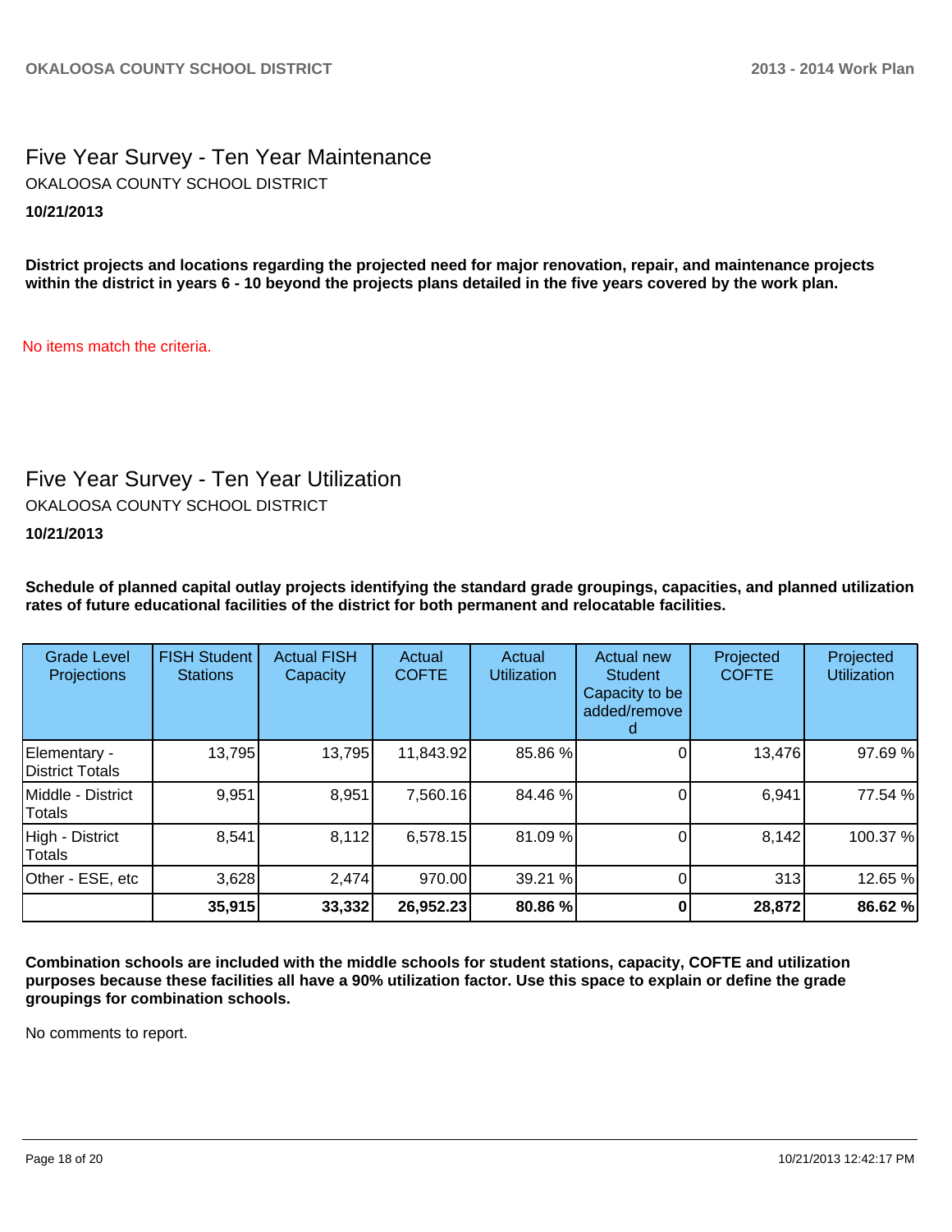## Five Year Survey - Ten Year Maintenance

OKALOOSA COUNTY SCHOOL DISTRICT

**10/21/2013**

**District projects and locations regarding the projected need for major renovation, repair, and maintenance projects within the district in years 6 - 10 beyond the projects plans detailed in the five years covered by the work plan.**

No items match the criteria.

## Five Year Survey - Ten Year Utilization

OKALOOSA COUNTY SCHOOL DISTRICT

**10/21/2013**

**Schedule of planned capital outlay projects identifying the standard grade groupings, capacities, and planned utilization rates of future educational facilities of the district for both permanent and relocatable facilities.**

| Grade Level Projections | FISH Student Stations | Actual FISH Capacity | Actual COFTE | Actual Utilization | Actual new Student Capacity to be added/removed | Projected COFTE | Projected Utilization |
|---|---|---|---|---|---|---|---|
| Elementary - District Totals | 13,795 | 13,795 | 11,843.92 | 85.86 % | 0 | 13,476 | 97.69 % |
| Middle - District Totals | 9,951 | 8,951 | 7,560.16 | 84.46 % | 0 | 6,941 | 77.54 % |
| High - District Totals | 8,541 | 8,112 | 6,578.15 | 81.09 % | 0 | 8,142 | 100.37 % |
| Other - ESE, etc | 3,628 | 2,474 | 970.00 | 39.21 % | 0 | 313 | 12.65 % |
| | **35,915** | **33,332** | **26,952.23** | **80.86 %** | **0** | **28,872** | **86.62 %** |

**Combination schools are included with the middle schools for student stations, capacity, COFTE and utilization purposes because these facilities all have a 90% utilization factor. Use this space to explain or define the grade groupings for combination schools.**

No comments to report.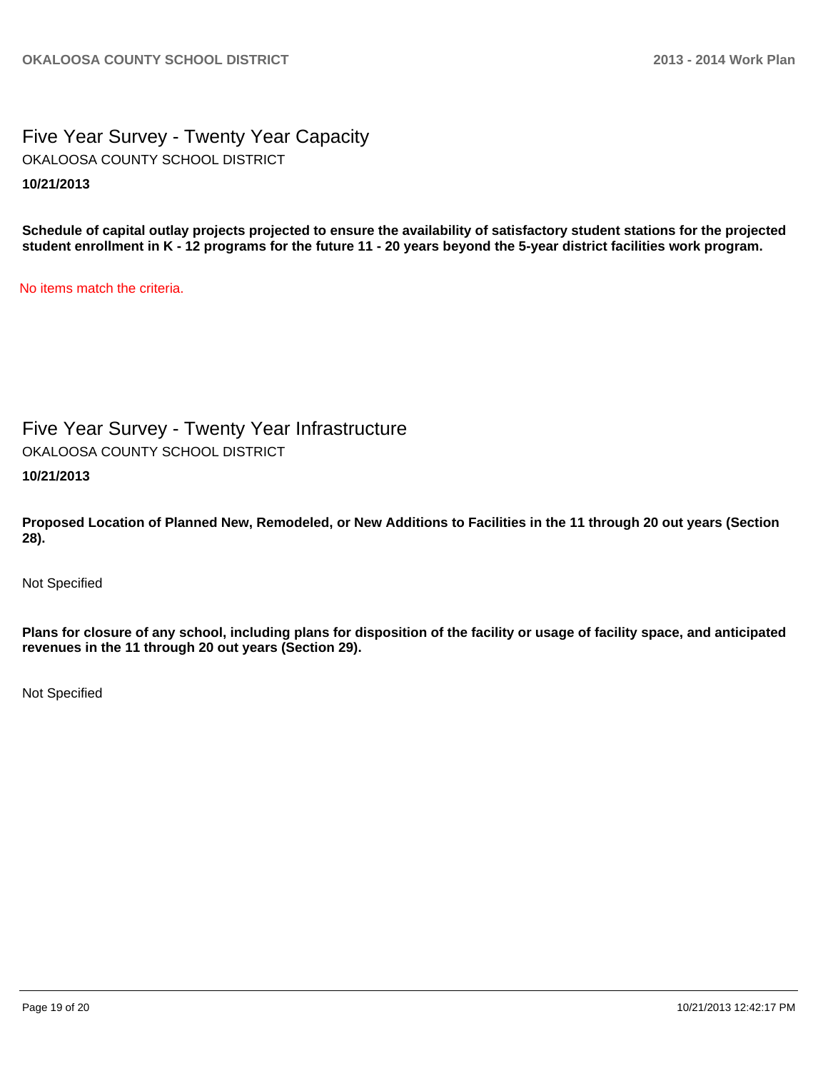## Five Year Survey - Twenty Year Capacity

OKALOOSA COUNTY SCHOOL DISTRICT

**10/21/2013**

**Schedule of capital outlay projects projected to ensure the availability of satisfactory student stations for the projected student enrollment in K - 12 programs for the future 11 - 20 years beyond the 5-year district facilities work program.**

No items match the criteria.

## Five Year Survey - Twenty Year Infrastructure

OKALOOSA COUNTY SCHOOL DISTRICT

**10/21/2013**

**Proposed Location of Planned New, Remodeled, or New Additions to Facilities in the 11 through 20 out years (Section 28).**

Not Specified

**Plans for closure of any school, including plans for disposition of the facility or usage of facility space, and anticipated revenues in the 11 through 20 out years (Section 29).**

Not Specified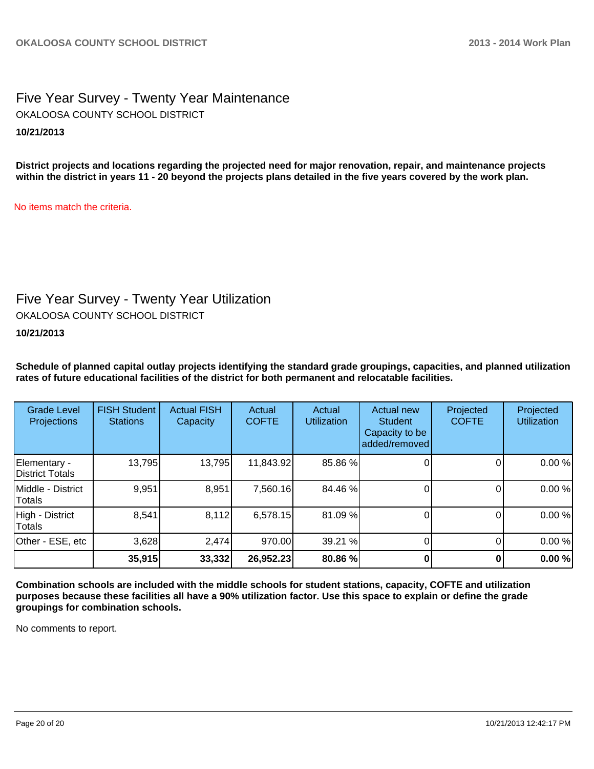## Five Year Survey - Twenty Year Maintenance

OKALOOSA COUNTY SCHOOL DISTRICT

**10/21/2013**

**District projects and locations regarding the projected need for major renovation, repair, and maintenance projects within the district in years 11 - 20 beyond the projects plans detailed in the five years covered by the work plan.**

No items match the criteria.

## Five Year Survey - Twenty Year Utilization

OKALOOSA COUNTY SCHOOL DISTRICT

**10/21/2013**

**Schedule of planned capital outlay projects identifying the standard grade groupings, capacities, and planned utilization rates of future educational facilities of the district for both permanent and relocatable facilities.**

| Grade Level Projections | FISH Student Stations | Actual FISH Capacity | Actual COFTE | Actual Utilization | Actual new Student Capacity to be added/removed | Projected COFTE | Projected Utilization |
|---|---|---|---|---|---|---|---|
| Elementary - District Totals | 13,795 | 13,795 | 11,843.92 | 85.86 % | 0 | 0 | 0.00 % |
| Middle - District Totals | 9,951 | 8,951 | 7,560.16 | 84.46 % | 0 | 0 | 0.00 % |
| High - District Totals | 8,541 | 8,112 | 6,578.15 | 81.09 % | 0 | 0 | 0.00 % |
| Other - ESE, etc | 3,628 | 2,474 | 970.00 | 39.21 % | 0 | 0 | 0.00 % |
| | **35,915** | **33,332** | **26,952.23** | **80.86 %** | **0** | **0** | **0.00 %** |

**Combination schools are included with the middle schools for student stations, capacity, COFTE and utilization purposes because these facilities all have a 90% utilization factor. Use this space to explain or define the grade groupings for combination schools.**

No comments to report.